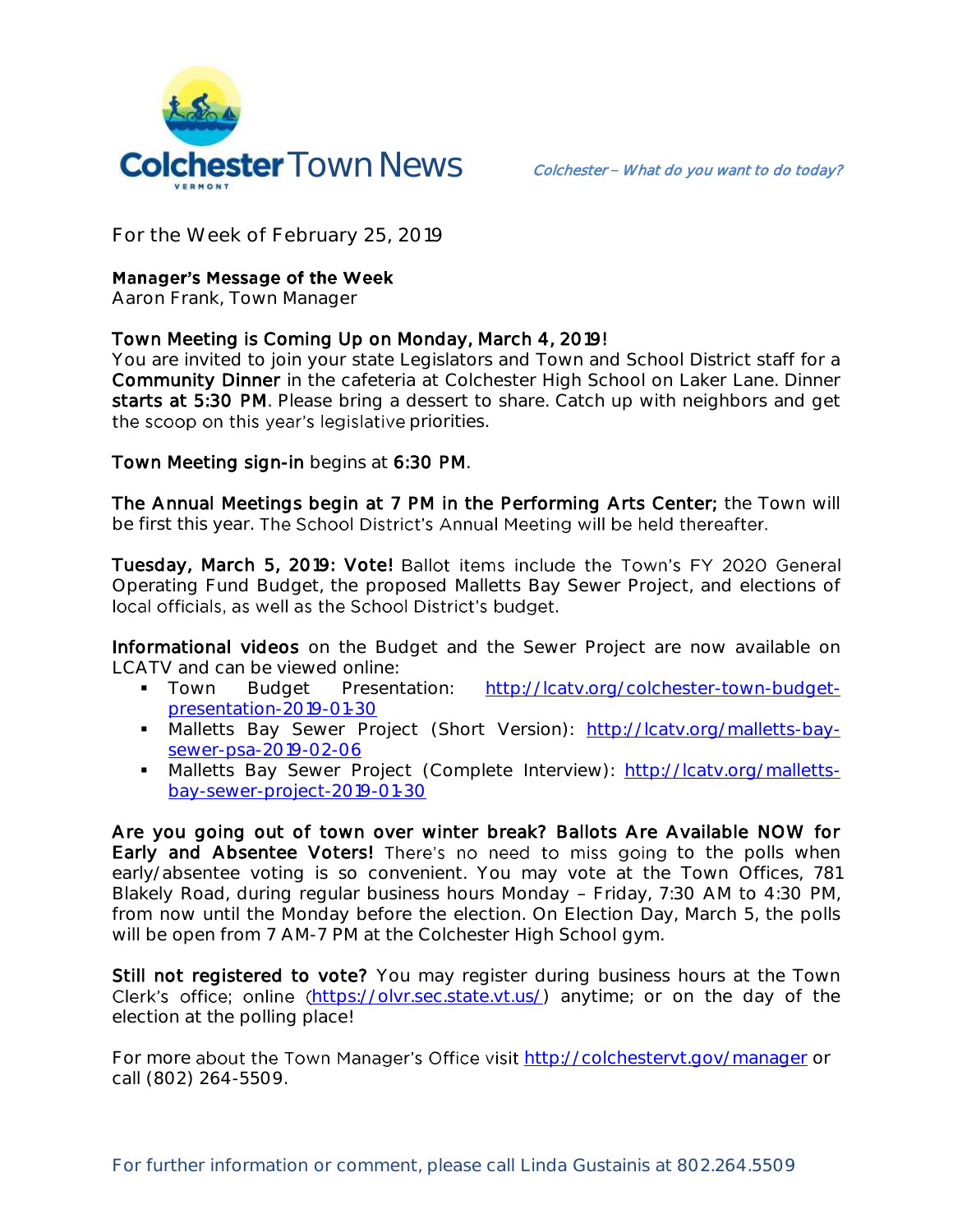# Colchester Town News

VERMONT

*Colchester – What do you want to do today?*

For the Week of February 25, 2019

**Manager's Message of the Week**
Aaron Frank, Town Manager

**Town Meeting is Coming Up on Monday, March 4, 2019!**
You are invited to join your state Legislators and Town and School District staff for a **Community Dinner** in the cafeteria at Colchester High School on Laker Lane. Dinner **starts at 5:30 PM**. Please bring a dessert to share. Catch up with neighbors and get the scoop on this year's legislative priorities.

**Town Meeting sign-in** begins at **6:30 PM**.

**The Annual Meetings begin at 7 PM in the Performing Arts Center;** the Town will be first this year. The School District's Annual Meeting will be held thereafter.

**Tuesday, March 5, 2019: Vote!** Ballot items include the Town's FY 2020 General Operating Fund Budget, the proposed Malletts Bay Sewer Project, and elections of local officials, as well as the School District's budget.

**Informational videos** on the Budget and the Sewer Project are now available on LCATV and can be viewed online:

- Town Budget Presentation: http://lcatv.org/colchester-town-budget-presentation-2019-01-30
- Malletts Bay Sewer Project (Short Version): http://lcatv.org/malletts-bay-sewer-psa-2019-02-06
- Malletts Bay Sewer Project (Complete Interview): http://lcatv.org/malletts-bay-sewer-project-2019-01-30

**Are you going out of town over winter break? Ballots Are Available NOW for Early and Absentee Voters!** There's no need to miss going to the polls when early/absentee voting is so convenient. You may vote at the Town Offices, 781 Blakely Road, during regular business hours Monday – Friday, 7:30 AM to 4:30 PM, from now until the Monday before the election. On Election Day, March 5, the polls will be open from 7 AM-7 PM at the Colchester High School gym.

**Still not registered to vote?** You may register during business hours at the Town Clerk's office; online (https://olvr.sec.state.vt.us/) anytime; or on the day of the election at the polling place!

For more about the Town Manager's Office visit http://colchestervt.gov/manager or call (802) 264-5509.

For further information or comment, please call Linda Gustainis at 802.264.5509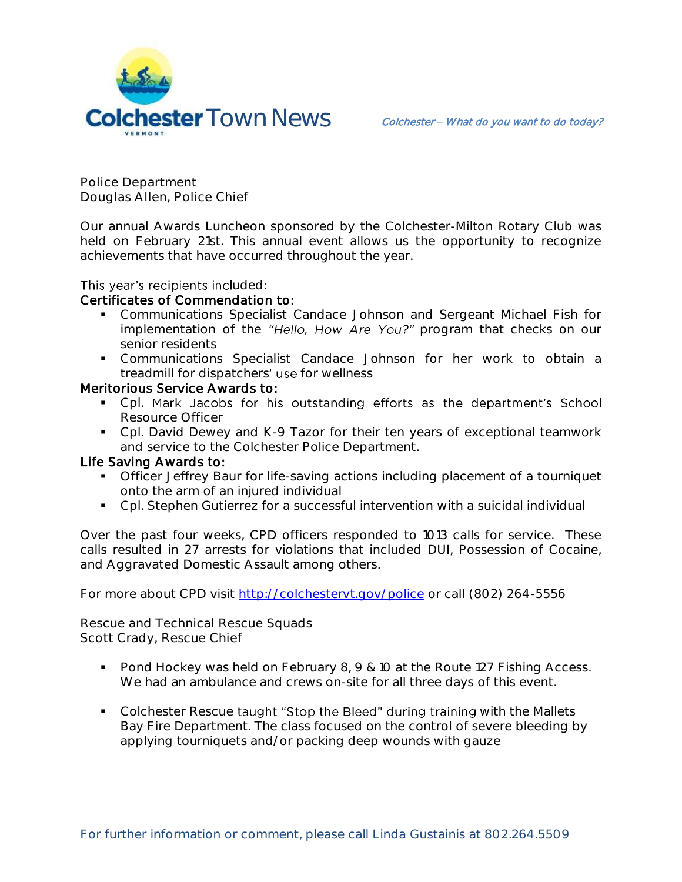Police Department
Douglas Allen, Police Chief

Our annual Awards Luncheon sponsored by the Colchester-Milton Rotary Club was held on February 21st. This annual event allows us the opportunity to recognize achievements that have occurred throughout the year.

This year's recipients included:

**Certificates of Commendation to:**

- Communications Specialist Candace Johnson and Sergeant Michael Fish for implementation of the *"Hello, How Are You?"* program that checks on our senior residents
- Communications Specialist Candace Johnson for her work to obtain a treadmill for dispatchers' use for wellness

**Meritorious Service Awards to:**

- Cpl. Mark Jacobs for his outstanding efforts as the department's School Resource Officer
- Cpl. David Dewey and K-9 Tazor for their ten years of exceptional teamwork and service to the Colchester Police Department.

**Life Saving Awards to:**

- Officer Jeffrey Baur for life-saving actions including placement of a tourniquet onto the arm of an injured individual
- Cpl. Stephen Gutierrez for a successful intervention with a suicidal individual

Over the past four weeks, CPD officers responded to 1013 calls for service. These calls resulted in 27 arrests for violations that included DUI, Possession of Cocaine, and Aggravated Domestic Assault among others.

For more about CPD visit http://colchestervt.gov/police or call (802) 264-5556

Rescue and Technical Rescue Squads
Scott Crady, Rescue Chief

- Pond Hockey was held on February 8, 9 & 10 at the Route 127 Fishing Access. We had an ambulance and crews on-site for all three days of this event.

- Colchester Rescue taught "Stop the Bleed" during training with the Mallets Bay Fire Department. The class focused on the control of severe bleeding by applying tourniquets and/or packing deep wounds with gauze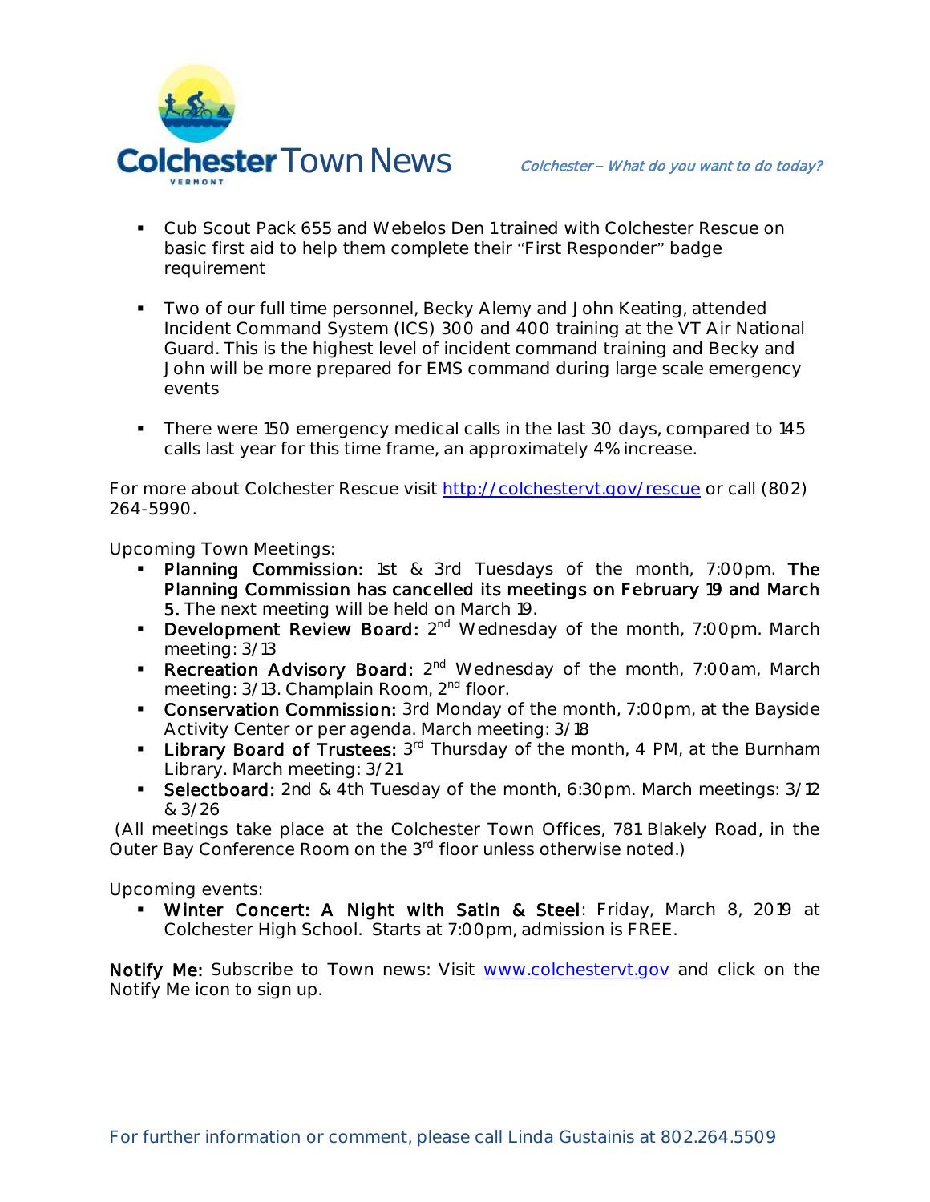- Cub Scout Pack 655 and Webelos Den 1 trained with Colchester Rescue on basic first aid to help them complete their "First Responder" badge requirement

- Two of our full time personnel, Becky Alemy and John Keating, attended Incident Command System (ICS) 300 and 400 training at the VT Air National Guard. This is the highest level of incident command training and Becky and John will be more prepared for EMS command during large scale emergency events

- There were 150 emergency medical calls in the last 30 days, compared to 145 calls last year for this time frame, an approximately 4% increase.

For more about Colchester Rescue visit http://colchestervt.gov/rescue or call (802) 264-5990.

Upcoming Town Meetings:

- **Planning Commission:** 1st & 3rd Tuesdays of the month, 7:00pm. **The Planning Commission has cancelled its meetings on February 19 and March 5.** The next meeting will be held on March 19.
- **Development Review Board:** 2nd Wednesday of the month, 7:00pm. March meeting: 3/13
- **Recreation Advisory Board:** 2nd Wednesday of the month, 7:00am, March meeting: 3/13. Champlain Room, 2nd floor.
- **Conservation Commission:** 3rd Monday of the month, 7:00pm, at the Bayside Activity Center or per agenda. March meeting: 3/18
- **Library Board of Trustees:** 3rd Thursday of the month, 4 PM, at the Burnham Library. March meeting: 3/21
- **Selectboard:** 2nd & 4th Tuesday of the month, 6:30pm. March meetings: 3/12 & 3/26

(All meetings take place at the Colchester Town Offices, 781 Blakely Road, in the Outer Bay Conference Room on the 3rd floor unless otherwise noted.)

Upcoming events:

- **Winter Concert: A Night with Satin & Steel**: Friday, March 8, 2019 at Colchester High School. Starts at 7:00pm, admission is FREE.

**Notify Me:** Subscribe to Town news: Visit www.colchestervt.gov and click on the Notify Me icon to sign up.